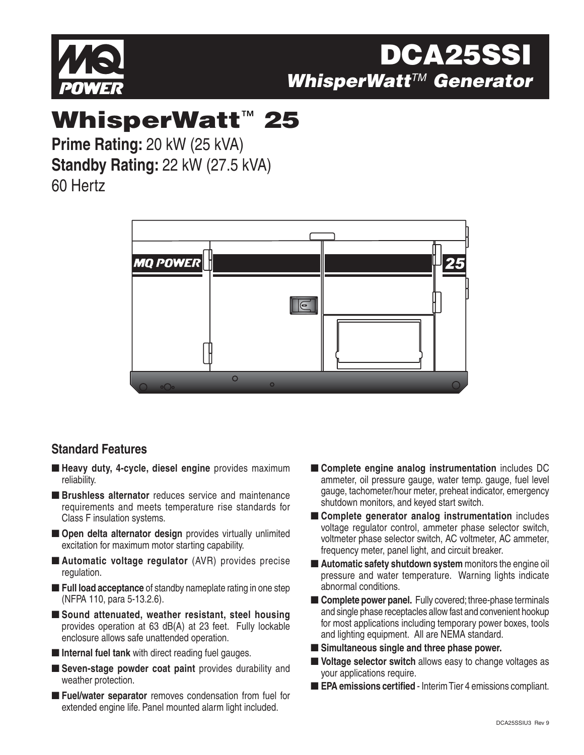# DCA25SSI

## *WhisperWatt™ Generator*

# WhisperWatt™ 25

**Prime Rating:** 20 kW (25 kVA)
**Standby Rating:** 22 kW (27.5 kVA)
60 Hertz

## Standard Features

- **Heavy duty, 4-cycle, diesel engine** provides maximum reliability.
- **Brushless alternator** reduces service and maintenance requirements and meets temperature rise standards for Class F insulation systems.
- **Open delta alternator design** provides virtually unlimited excitation for maximum motor starting capability.
- **Automatic voltage regulator** (AVR) provides precise regulation.
- **Full load acceptance** of standby nameplate rating in one step (NFPA 110, para 5-13.2.6).
- **Sound attenuated, weather resistant, steel housing** provides operation at 63 dB(A) at 23 feet. Fully lockable enclosure allows safe unattended operation.
- **Internal fuel tank** with direct reading fuel gauges.
- **Seven-stage powder coat paint** provides durability and weather protection.
- **Fuel/water separator** removes condensation from fuel for extended engine life. Panel mounted alarm light included.
- **Complete engine analog instrumentation** includes DC ammeter, oil pressure gauge, water temp. gauge, fuel level gauge, tachometer/hour meter, preheat indicator, emergency shutdown monitors, and keyed start switch.
- **Complete generator analog instrumentation** includes voltage regulator control, ammeter phase selector switch, voltmeter phase selector switch, AC voltmeter, AC ammeter, frequency meter, panel light, and circuit breaker.
- **Automatic safety shutdown system** monitors the engine oil pressure and water temperature. Warning lights indicate abnormal conditions.
- **Complete power panel.** Fully covered; three-phase terminals and single phase receptacles allow fast and convenient hookup for most applications including temporary power boxes, tools and lighting equipment. All are NEMA standard.
- **Simultaneous single and three phase power.**
- **Voltage selector switch** allows easy to change voltages as your applications require.
- **EPA emissions certified** - Interim Tier 4 emissions compliant.

DCA25SSIU3 Rev 9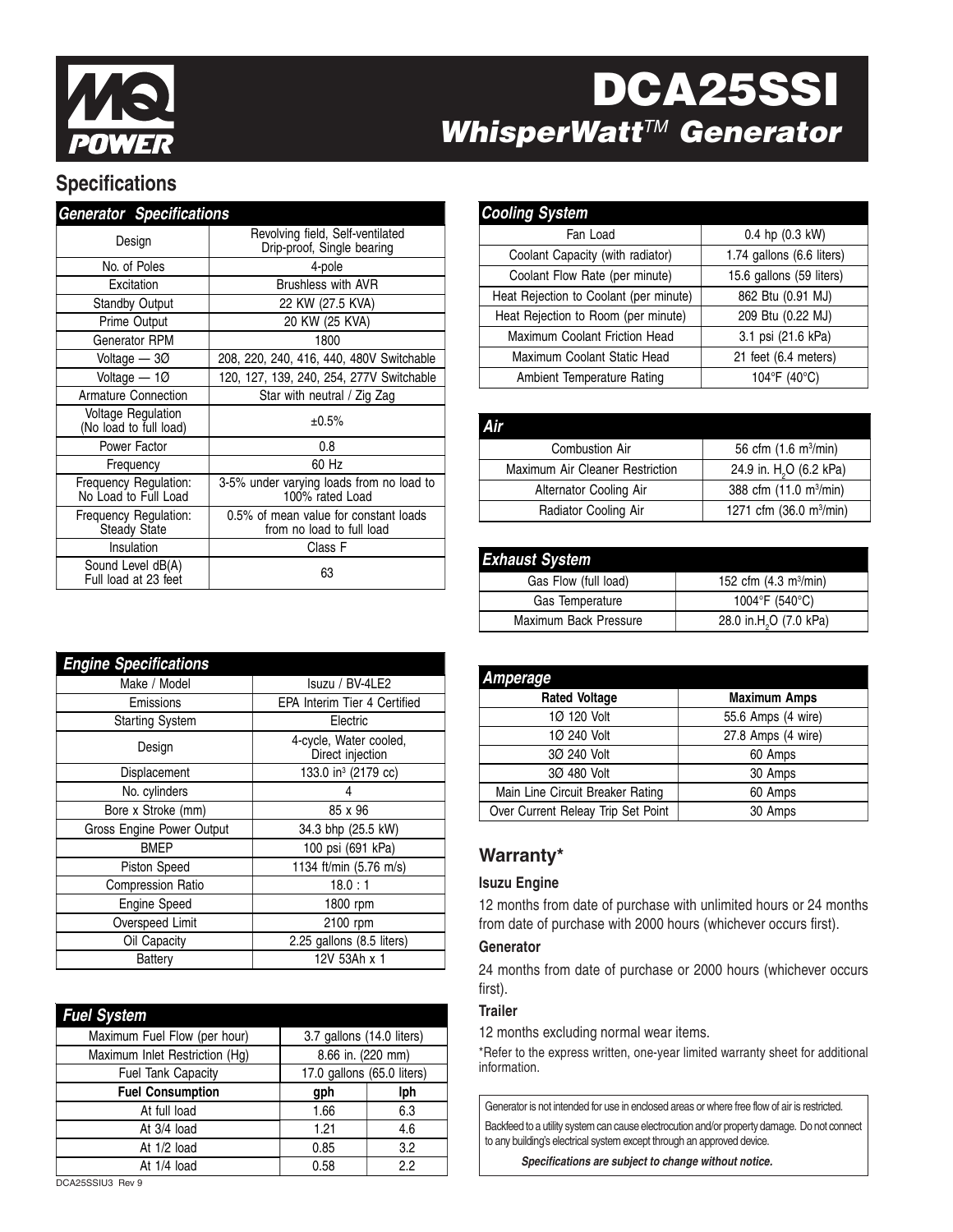# DCA25SSI

## *WhisperWatt™ Generator*

## Specifications

| *Generator Specifications* | |
|---|---|
| Design | Revolving field, Self-ventilated Drip-proof, Single bearing |
| No. of Poles | 4-pole |
| Excitation | Brushless with AVR |
| Standby Output | 22 KW (27.5 KVA) |
| Prime Output | 20 KW (25 KVA) |
| Generator RPM | 1800 |
| Voltage — 3Ø | 208, 220, 240, 416, 440, 480V Switchable |
| Voltage — 1Ø | 120, 127, 139, 240, 254, 277V Switchable |
| Armature Connection | Star with neutral / Zig Zag |
| Voltage Regulation (No load to full load) | ±0.5% |
| Power Factor | 0.8 |
| Frequency | 60 Hz |
| Frequency Regulation: No Load to Full Load | 3-5% under varying loads from no load to 100% rated Load |
| Frequency Regulation: Steady State | 0.5% of mean value for constant loads from no load to full load |
| Insulation | Class F |
| Sound Level dB(A) Full load at 23 feet | 63 |

| *Engine Specifications* | |
|---|---|
| Make / Model | Isuzu / BV-4LE2 |
| Emissions | EPA Interim Tier 4 Certified |
| Starting System | Electric |
| Design | 4-cycle, Water cooled, Direct injection |
| Displacement | 133.0 in³ (2179 cc) |
| No. cylinders | 4 |
| Bore x Stroke (mm) | 85 x 96 |
| Gross Engine Power Output | 34.3 bhp (25.5 kW) |
| BMEP | 100 psi (691 kPa) |
| Piston Speed | 1134 ft/min (5.76 m/s) |
| Compression Ratio | 18.0 : 1 |
| Engine Speed | 1800 rpm |
| Overspeed Limit | 2100 rpm |
| Oil Capacity | 2.25 gallons (8.5 liters) |
| Battery | 12V 53Ah x 1 |

| *Fuel System* | | |
|---|---|---|
| Maximum Fuel Flow (per hour) | 3.7 gallons (14.0 liters) | |
| Maximum Inlet Restriction (Hg) | 8.66 in. (220 mm) | |
| Fuel Tank Capacity | 17.0 gallons (65.0 liters) | |
| **Fuel Consumption** | **gph** | **lph** |
| At full load | 1.66 | 6.3 |
| At 3/4 load | 1.21 | 4.6 |
| At 1/2 load | 0.85 | 3.2 |
| At 1/4 load | 0.58 | 2.2 |

| *Cooling System* | |
|---|---|
| Fan Load | 0.4 hp (0.3 kW) |
| Coolant Capacity (with radiator) | 1.74 gallons (6.6 liters) |
| Coolant Flow Rate (per minute) | 15.6 gallons (59 liters) |
| Heat Rejection to Coolant (per minute) | 862 Btu (0.91 MJ) |
| Heat Rejection to Room (per minute) | 209 Btu (0.22 MJ) |
| Maximum Coolant Friction Head | 3.1 psi (21.6 kPa) |
| Maximum Coolant Static Head | 21 feet (6.4 meters) |
| Ambient Temperature Rating | 104°F (40°C) |

| *Air* | |
|---|---|
| Combustion Air | 56 cfm (1.6 m³/min) |
| Maximum Air Cleaner Restriction | 24.9 in. $H_2O$ (6.2 kPa) |
| Alternator Cooling Air | 388 cfm (11.0 m³/min) |
| Radiator Cooling Air | 1271 cfm (36.0 m³/min) |

| *Exhaust System* | |
|---|---|
| Gas Flow (full load) | 152 cfm (4.3 m³/min) |
| Gas Temperature | 1004°F (540°C) |
| Maximum Back Pressure | 28.0 in.$H_2O$ (7.0 kPa) |

| *Amperage* | |
|---|---|
| **Rated Voltage** | **Maximum Amps** |
| 1Ø 120 Volt | 55.6 Amps (4 wire) |
| 1Ø 240 Volt | 27.8 Amps (4 wire) |
| 3Ø 240 Volt | 60 Amps |
| 3Ø 480 Volt | 30 Amps |
| Main Line Circuit Breaker Rating | 60 Amps |
| Over Current Releay Trip Set Point | 30 Amps |

## Warranty*

### Isuzu Engine

12 months from date of purchase with unlimited hours or 24 months from date of purchase with 2000 hours (whichever occurs first).

### Generator

24 months from date of purchase or 2000 hours (whichever occurs first).

### Trailer

12 months excluding normal wear items.

*Refer to the express written, one-year limited warranty sheet for additional information.

Generator is not intended for use in enclosed areas or where free flow of air is restricted.

Backfeed to a utility system can cause electrocution and/or property damage. Do not connect to any building's electrical system except through an approved device.

***Specifications are subject to change without notice.***

DCA25SSIU3 Rev 9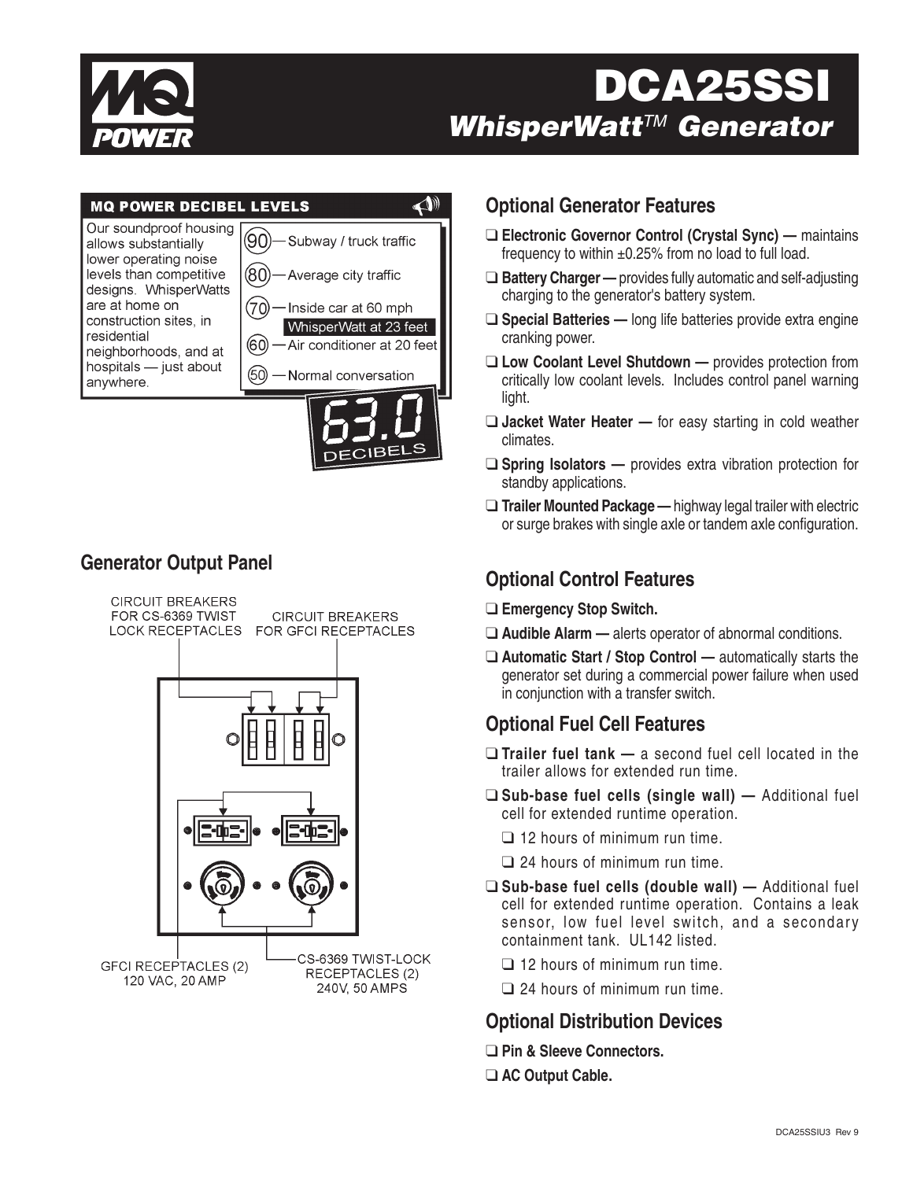# DCA25SSI

## *WhisperWatt™ Generator*

**MQ POWER DECIBEL LEVELS**

Our soundproof housing allows substantially lower operating noise levels than competitive designs. WhisperWatts are at home on construction sites, in residential neighborhoods, and at hospitals — just about anywhere.

- 90 — Subway / truck traffic
- 80 — Average city traffic
- 70 — Inside car at 60 mph
- WhisperWatt at 23 feet
- 60 — Air conditioner at 20 feet
- 50 — Normal conversation

63.0 DECIBELS

## Generator Output Panel

- CIRCUIT BREAKERS FOR CS-6369 TWIST LOCK RECEPTACLES
- CIRCUIT BREAKERS FOR GFCI RECEPTACLES
- GFCI RECEPTACLES (2) 120 VAC, 20 AMP
- CS-6369 TWIST-LOCK RECEPTACLES (2) 240V, 50 AMPS

## Optional Generator Features

- ❑ **Electronic Governor Control (Crystal Sync) —** maintains frequency to within ±0.25% from no load to full load.
- ❑ **Battery Charger —** provides fully automatic and self-adjusting charging to the generator's battery system.
- ❑ **Special Batteries —** long life batteries provide extra engine cranking power.
- ❑ **Low Coolant Level Shutdown —** provides protection from critically low coolant levels. Includes control panel warning light.
- ❑ **Jacket Water Heater —** for easy starting in cold weather climates.
- ❑ **Spring Isolators —** provides extra vibration protection for standby applications.
- ❑ **Trailer Mounted Package —** highway legal trailer with electric or surge brakes with single axle or tandem axle configuration.

## Optional Control Features

- ❑ **Emergency Stop Switch.**
- ❑ **Audible Alarm —** alerts operator of abnormal conditions.
- ❑ **Automatic Start / Stop Control —** automatically starts the generator set during a commercial power failure when used in conjunction with a transfer switch.

## Optional Fuel Cell Features

- ❑ **Trailer fuel tank —** a second fuel cell located in the trailer allows for extended run time.
- ❑ **Sub-base fuel cells (single wall) —** Additional fuel cell for extended runtime operation.
  - ❑ 12 hours of minimum run time.
  - ❑ 24 hours of minimum run time.
- ❑ **Sub-base fuel cells (double wall) —** Additional fuel cell for extended runtime operation. Contains a leak sensor, low fuel level switch, and a secondary containment tank. UL142 listed.
  - ❑ 12 hours of minimum run time.
  - ❑ 24 hours of minimum run time.

## Optional Distribution Devices

- ❑ **Pin & Sleeve Connectors.**
- ❑ **AC Output Cable.**

DCA25SSIU3 Rev 9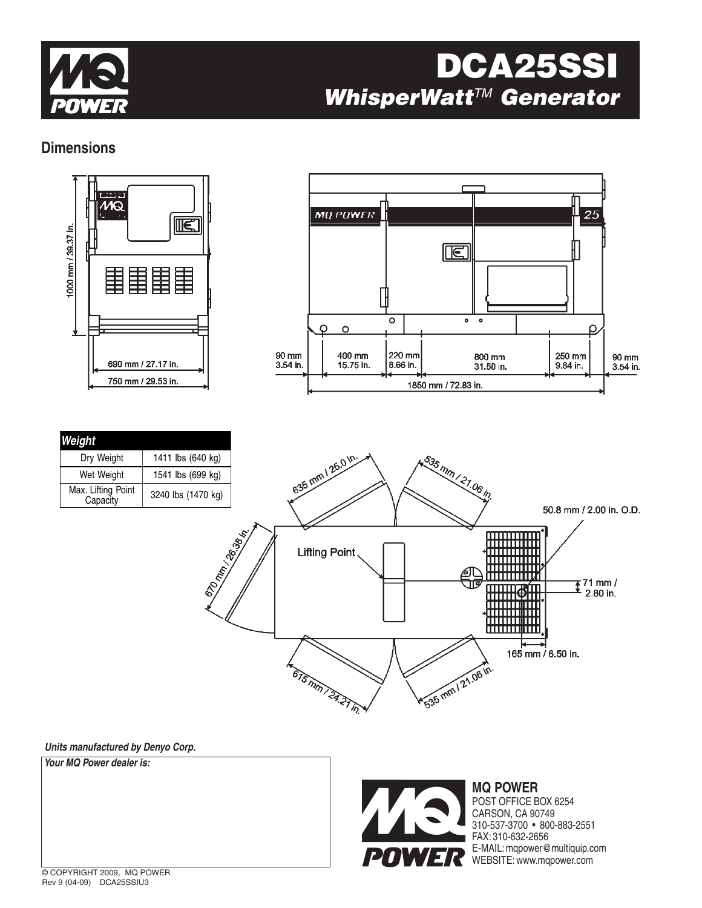# DCA25SSI

## *WhisperWatt™ Generator*

## Dimensions

1000 mm / 39.37 in.

690 mm / 27.17 in.

750 mm / 29.53 in.

MQ POWER

25

90 mm 3.54 in.

400 mm 15.75 in.

220 mm 8.66 in.

800 mm 31.50 in.

250 mm 9.84 in.

90 mm 3.54 in.

1850 mm / 72.83 in.

| *Weight* | |
|---|---|
| Dry Weight | 1411 lbs (640 kg) |
| Wet Weight | 1541 lbs (699 kg) |
| Max. Lifting Point Capacity | 3240 lbs (1470 kg) |

635 mm / 25.0 in.

535 mm / 21.06 in.

50.8 mm / 2.00 in. O.D.

Lifting Point

670 mm / 26.38 in.

71 mm / 2.80 in.

165 mm / 6.50 in.

615 mm / 24.21 in.

535 mm / 21.06 in.

***Units manufactured by Denyo Corp.***

***Your MQ Power dealer is:***

**MQ POWER**
POST OFFICE BOX 6254
CARSON, CA 90749
310-537-3700 • 800-883-2551
FAX: 310-632-2656
E-MAIL: mqpower@multiquip.com
WEBSITE: www.mqpower.com

© COPYRIGHT 2009, MQ POWER
Rev 9 (04-09) DCA25SSIU3